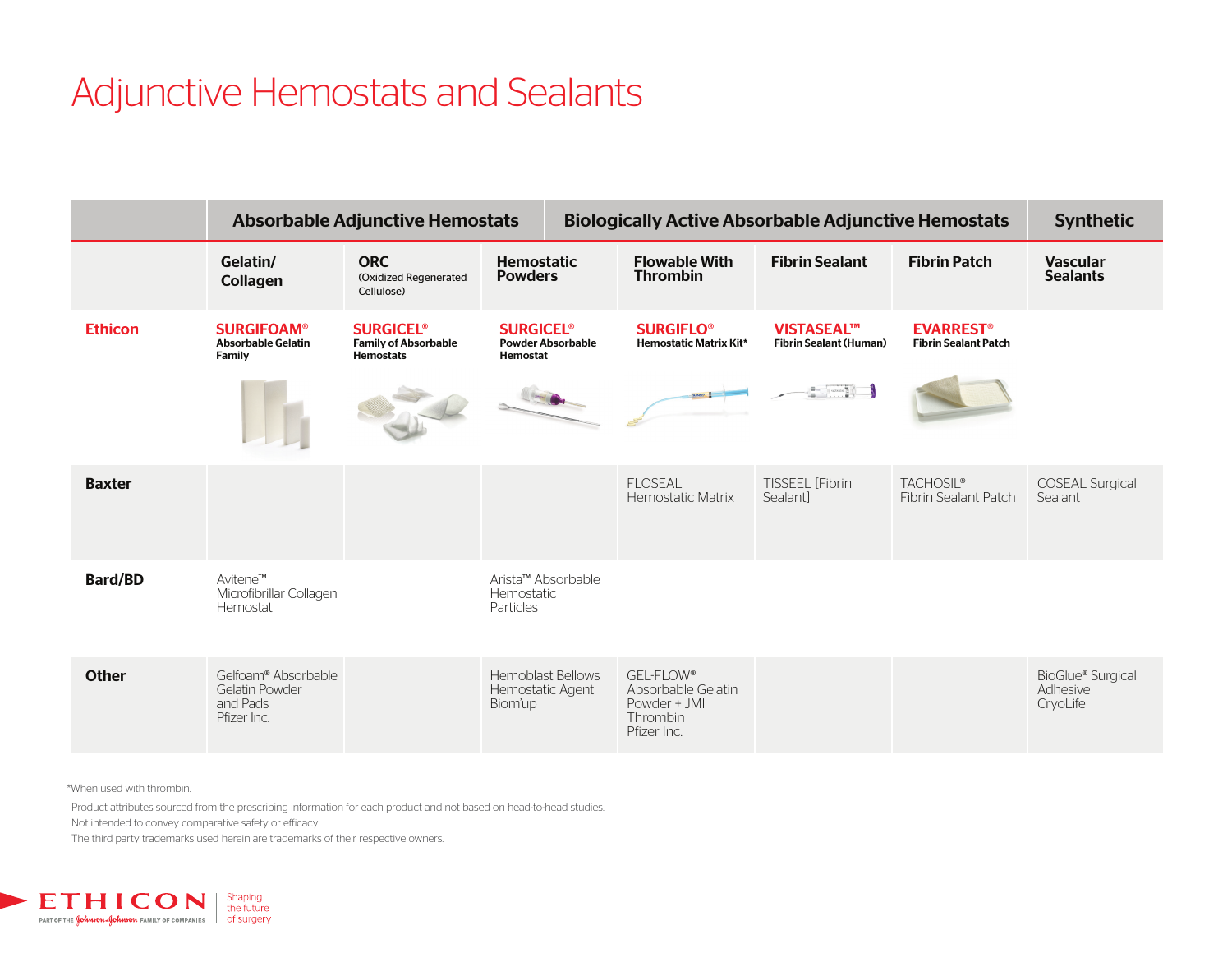# Adjunctive Hemostats and Sealants

| | Absorbable Adjunctive Hemostats | | | Biologically Active Absorbable Adjunctive Hemostats | | | Synthetic |
|---|---|---|---|---|---|---|---|
| | **Gelatin/ Collagen** | **ORC** (Oxidized Regenerated Cellulose) | **Hemostatic Powders** | **Flowable With Thrombin** | **Fibrin Sealant** | **Fibrin Patch** | **Vascular Sealants** |
| **Ethicon** | **SURGIFOAM®** Absorbable Gelatin Family | **SURGICEL®** Family of Absorbable Hemostats | **SURGICEL®** Powder Absorbable Hemostat | **SURGIFLO®** Hemostatic Matrix Kit* | **VISTASEAL™** Fibrin Sealant (Human) | **EVARREST®** Fibrin Sealant Patch | |
| **Baxter** | | | | FLOSEAL Hemostatic Matrix | TISSEEL [Fibrin Sealant] | TACHOSIL® Fibrin Sealant Patch | COSEAL Surgical Sealant |
| **Bard/BD** | Avitene™ Microfibrillar Collagen Hemostat | | Arista™ Absorbable Hemostatic Particles | | | | |
| **Other** | Gelfoam® Absorbable Gelatin Powder and Pads Pfizer Inc. | | Hemoblast Bellows Hemostatic Agent Biom'up | GEL-FLOW® Absorbable Gelatin Powder + JMI Thrombin Pfizer Inc. | | | BioGlue® Surgical Adhesive CryoLife |

*When used with thrombin.

Product attributes sourced from the prescribing information for each product and not based on head-to-head studies.
Not intended to convey comparative safety or efficacy.
The third party trademarks used herein are trademarks of their respective owners.

ETHICON PART OF THE Johnson & Johnson FAMILY OF COMPANIES | Shaping the future of surgery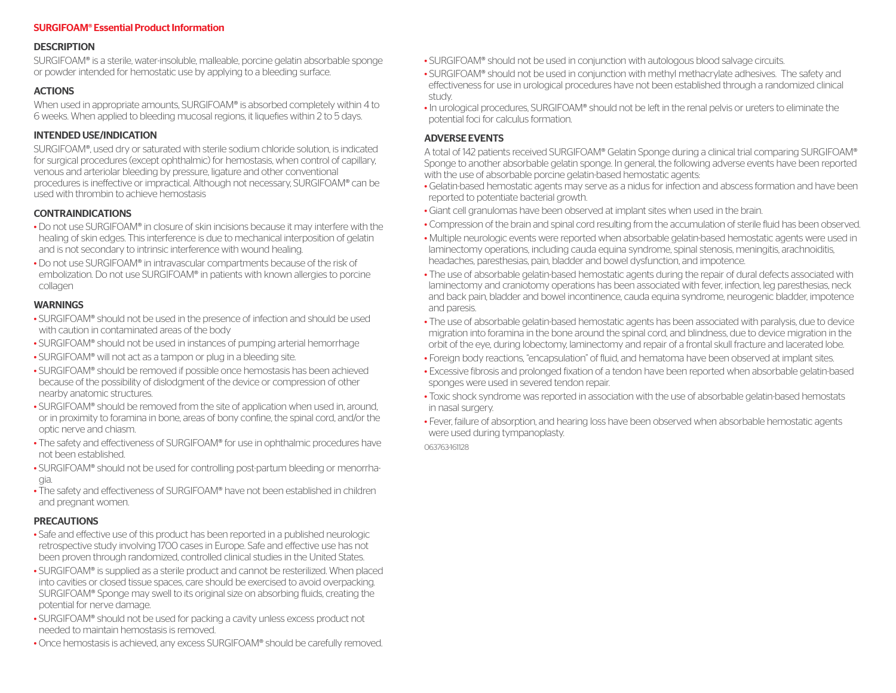## SURGIFOAM® Essential Product Information

### DESCRIPTION

SURGIFOAM® is a sterile, water-insoluble, malleable, porcine gelatin absorbable sponge or powder intended for hemostatic use by applying to a bleeding surface.

### ACTIONS

When used in appropriate amounts, SURGIFOAM® is absorbed completely within 4 to 6 weeks. When applied to bleeding mucosal regions, it liquefies within 2 to 5 days.

### INTENDED USE/INDICATION

SURGIFOAM®, used dry or saturated with sterile sodium chloride solution, is indicated for surgical procedures (except ophthalmic) for hemostasis, when control of capillary, venous and arteriolar bleeding by pressure, ligature and other conventional procedures is ineffective or impractical. Although not necessary, SURGIFOAM® can be used with thrombin to achieve hemostasis

### CONTRAINDICATIONS

- Do not use SURGIFOAM® in closure of skin incisions because it may interfere with the healing of skin edges. This interference is due to mechanical interposition of gelatin and is not secondary to intrinsic interference with wound healing.
- Do not use SURGIFOAM® in intravascular compartments because of the risk of embolization. Do not use SURGIFOAM® in patients with known allergies to porcine collagen

### WARNINGS

- SURGIFOAM® should not be used in the presence of infection and should be used with caution in contaminated areas of the body
- SURGIFOAM® should not be used in instances of pumping arterial hemorrhage
- SURGIFOAM® will not act as a tampon or plug in a bleeding site.
- SURGIFOAM® should be removed if possible once hemostasis has been achieved because of the possibility of dislodgment of the device or compression of other nearby anatomic structures.
- SURGIFOAM® should be removed from the site of application when used in, around, or in proximity to foramina in bone, areas of bony confine, the spinal cord, and/or the optic nerve and chiasm.
- The safety and effectiveness of SURGIFOAM® for use in ophthalmic procedures have not been established.
- SURGIFOAM® should not be used for controlling post-partum bleeding or menorrhagia.
- The safety and effectiveness of SURGIFOAM® have not been established in children and pregnant women.

### PRECAUTIONS

- Safe and effective use of this product has been reported in a published neurologic retrospective study involving 1700 cases in Europe. Safe and effective use has not been proven through randomized, controlled clinical studies in the United States.
- SURGIFOAM® is supplied as a sterile product and cannot be resterilized. When placed into cavities or closed tissue spaces, care should be exercised to avoid overpacking. SURGIFOAM® Sponge may swell to its original size on absorbing fluids, creating the potential for nerve damage.
- SURGIFOAM® should not be used for packing a cavity unless excess product not needed to maintain hemostasis is removed.
- Once hemostasis is achieved, any excess SURGIFOAM® should be carefully removed.
- SURGIFOAM® should not be used in conjunction with autologous blood salvage circuits.
- SURGIFOAM® should not be used in conjunction with methyl methacrylate adhesives. The safety and effectiveness for use in urological procedures have not been established through a randomized clinical study.
- In urological procedures, SURGIFOAM® should not be left in the renal pelvis or ureters to eliminate the potential foci for calculus formation.

### ADVERSE EVENTS

A total of 142 patients received SURGIFOAM® Gelatin Sponge during a clinical trial comparing SURGIFOAM® Sponge to another absorbable gelatin sponge. In general, the following adverse events have been reported with the use of absorbable porcine gelatin-based hemostatic agents:

- Gelatin-based hemostatic agents may serve as a nidus for infection and abscess formation and have been reported to potentiate bacterial growth.
- Giant cell granulomas have been observed at implant sites when used in the brain.
- Compression of the brain and spinal cord resulting from the accumulation of sterile fluid has been observed.
- Multiple neurologic events were reported when absorbable gelatin-based hemostatic agents were used in laminectomy operations, including cauda equina syndrome, spinal stenosis, meningitis, arachnoiditis, headaches, paresthesias, pain, bladder and bowel dysfunction, and impotence.
- The use of absorbable gelatin-based hemostatic agents during the repair of dural defects associated with laminectomy and craniotomy operations has been associated with fever, infection, leg paresthesias, neck and back pain, bladder and bowel incontinence, cauda equina syndrome, neurogenic bladder, impotence and paresis.
- The use of absorbable gelatin-based hemostatic agents has been associated with paralysis, due to device migration into foramina in the bone around the spinal cord, and blindness, due to device migration in the orbit of the eye, during lobectomy, laminectomy and repair of a frontal skull fracture and lacerated lobe.
- Foreign body reactions, "encapsulation" of fluid, and hematoma have been observed at implant sites.
- Excessive fibrosis and prolonged fixation of a tendon have been reported when absorbable gelatin-based sponges were used in severed tendon repair.
- Toxic shock syndrome was reported in association with the use of absorbable gelatin-based hemostats in nasal surgery.
- Fever, failure of absorption, and hearing loss have been observed when absorbable hemostatic agents were used during tympanoplasty.

063763-161128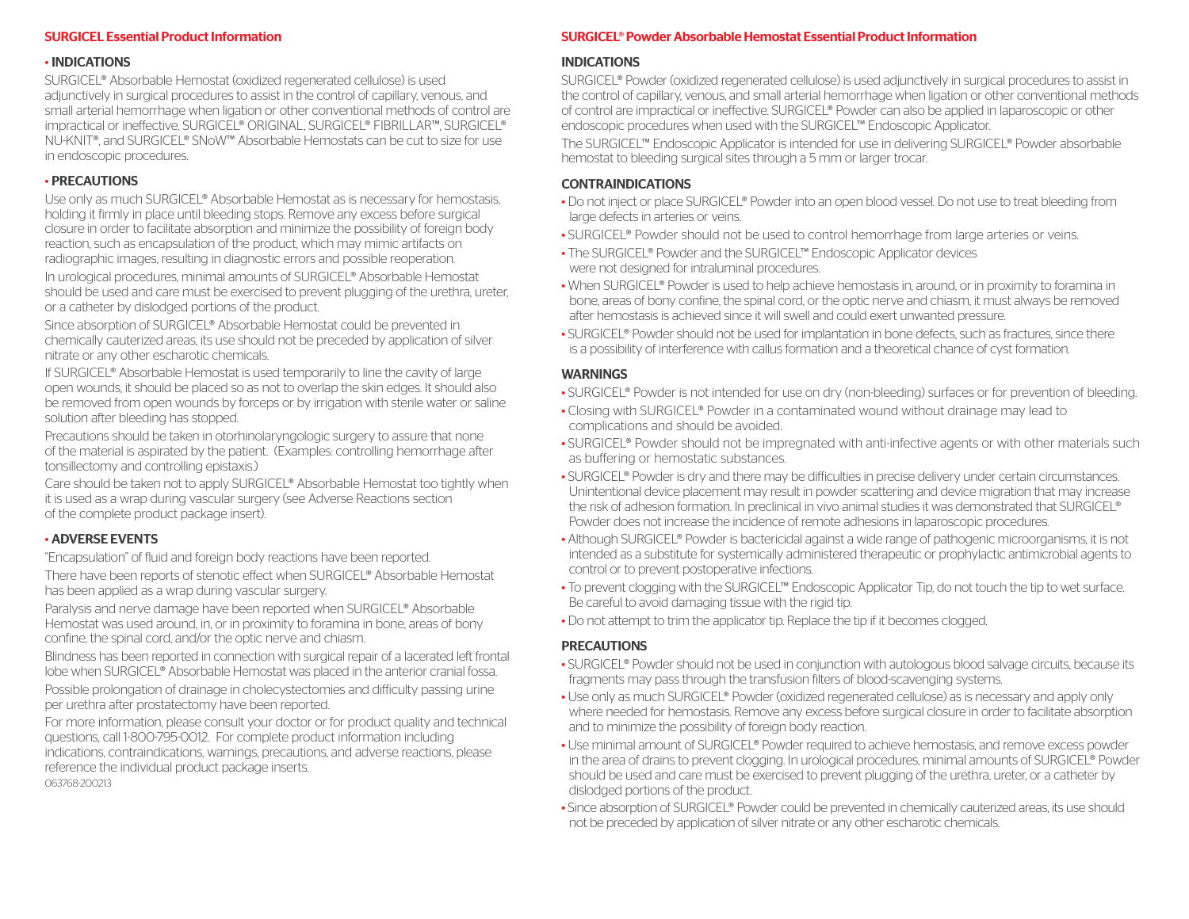## SURGICEL Essential Product Information

### • INDICATIONS

SURGICEL® Absorbable Hemostat (oxidized regenerated cellulose) is used adjunctively in surgical procedures to assist in the control of capillary, venous, and small arterial hemorrhage when ligation or other conventional methods of control are impractical or ineffective. SURGICEL® ORIGINAL, SURGICEL® FIBRILLAR™, SURGICEL® NU-KNIT®, and SURGICEL® SNoW™ Absorbable Hemostats can be cut to size for use in endoscopic procedures.

### • PRECAUTIONS

Use only as much SURGICEL® Absorbable Hemostat as is necessary for hemostasis, holding it firmly in place until bleeding stops. Remove any excess before surgical closure in order to facilitate absorption and minimize the possibility of foreign body reaction, such as encapsulation of the product, which may mimic artifacts on radiographic images, resulting in diagnostic errors and possible reoperation.

In urological procedures, minimal amounts of SURGICEL® Absorbable Hemostat should be used and care must be exercised to prevent plugging of the urethra, ureter, or a catheter by dislodged portions of the product.

Since absorption of SURGICEL® Absorbable Hemostat could be prevented in chemically cauterized areas, its use should not be preceded by application of silver nitrate or any other escharotic chemicals.

If SURGICEL® Absorbable Hemostat is used temporarily to line the cavity of large open wounds, it should be placed so as not to overlap the skin edges. It should also be removed from open wounds by forceps or by irrigation with sterile water or saline solution after bleeding has stopped.

Precautions should be taken in otorhinolaryngologic surgery to assure that none of the material is aspirated by the patient. (Examples: controlling hemorrhage after tonsillectomy and controlling epistaxis.)

Care should be taken not to apply SURGICEL® Absorbable Hemostat too tightly when it is used as a wrap during vascular surgery (see Adverse Reactions section of the complete product package insert).

### • ADVERSE EVENTS

"Encapsulation" of fluid and foreign body reactions have been reported.

There have been reports of stenotic effect when SURGICEL® Absorbable Hemostat has been applied as a wrap during vascular surgery.

Paralysis and nerve damage have been reported when SURGICEL® Absorbable Hemostat was used around, in, or in proximity to foramina in bone, areas of bony confine, the spinal cord, and/or the optic nerve and chiasm.

Blindness has been reported in connection with surgical repair of a lacerated left frontal lobe when SURGICEL® Absorbable Hemostat was placed in the anterior cranial fossa.

Possible prolongation of drainage in cholecystectomies and difficulty passing urine per urethra after prostatectomy have been reported.

For more information, please consult your doctor or for product quality and technical questions, call 1-800-795-0012. For complete product information including indications, contraindications, warnings, precautions, and adverse reactions, please reference the individual product package inserts.

063768-200213

## SURGICEL® Powder Absorbable Hemostat Essential Product Information

### INDICATIONS

SURGICEL® Powder (oxidized regenerated cellulose) is used adjunctively in surgical procedures to assist in the control of capillary, venous, and small arterial hemorrhage when ligation or other conventional methods of control are impractical or ineffective. SURGICEL® Powder can also be applied in laparoscopic or other endoscopic procedures when used with the SURGICEL™ Endoscopic Applicator.

The SURGICEL™ Endoscopic Applicator is intended for use in delivering SURGICEL® Powder absorbable hemostat to bleeding surgical sites through a 5 mm or larger trocar.

### CONTRAINDICATIONS

- Do not inject or place SURGICEL® Powder into an open blood vessel. Do not use to treat bleeding from large defects in arteries or veins.
- SURGICEL® Powder should not be used to control hemorrhage from large arteries or veins.
- The SURGICEL® Powder and the SURGICEL™ Endoscopic Applicator devices were not designed for intraluminal procedures.
- When SURGICEL® Powder is used to help achieve hemostasis in, around, or in proximity to foramina in bone, areas of bony confine, the spinal cord, or the optic nerve and chiasm, it must always be removed after hemostasis is achieved since it will swell and could exert unwanted pressure.
- SURGICEL® Powder should not be used for implantation in bone defects, such as fractures, since there is a possibility of interference with callus formation and a theoretical chance of cyst formation.

### WARNINGS

- SURGICEL® Powder is not intended for use on dry (non-bleeding) surfaces or for prevention of bleeding.
- Closing with SURGICEL® Powder in a contaminated wound without drainage may lead to complications and should be avoided.
- SURGICEL® Powder should not be impregnated with anti-infective agents or with other materials such as buffering or hemostatic substances.
- SURGICEL® Powder is dry and there may be difficulties in precise delivery under certain circumstances. Unintentional device placement may result in powder scattering and device migration that may increase the risk of adhesion formation. In preclinical in vivo animal studies it was demonstrated that SURGICEL® Powder does not increase the incidence of remote adhesions in laparoscopic procedures.
- Although SURGICEL® Powder is bactericidal against a wide range of pathogenic microorganisms, it is not intended as a substitute for systemically administered therapeutic or prophylactic antimicrobial agents to control or to prevent postoperative infections.
- To prevent clogging with the SURGICEL™ Endoscopic Applicator Tip, do not touch the tip to wet surface. Be careful to avoid damaging tissue with the rigid tip.
- Do not attempt to trim the applicator tip. Replace the tip if it becomes clogged.

### PRECAUTIONS

- SURGICEL® Powder should not be used in conjunction with autologous blood salvage circuits, because its fragments may pass through the transfusion filters of blood-scavenging systems.
- Use only as much SURGICEL® Powder (oxidized regenerated cellulose) as is necessary and apply only where needed for hemostasis. Remove any excess before surgical closure in order to facilitate absorption and to minimize the possibility of foreign body reaction.
- Use minimal amount of SURGICEL® Powder required to achieve hemostasis, and remove excess powder in the area of drains to prevent clogging. In urological procedures, minimal amounts of SURGICEL® Powder should be used and care must be exercised to prevent plugging of the urethra, ureter, or a catheter by dislodged portions of the product.
- Since absorption of SURGICEL® Powder could be prevented in chemically cauterized areas, its use should not be preceded by application of silver nitrate or any other escharotic chemicals.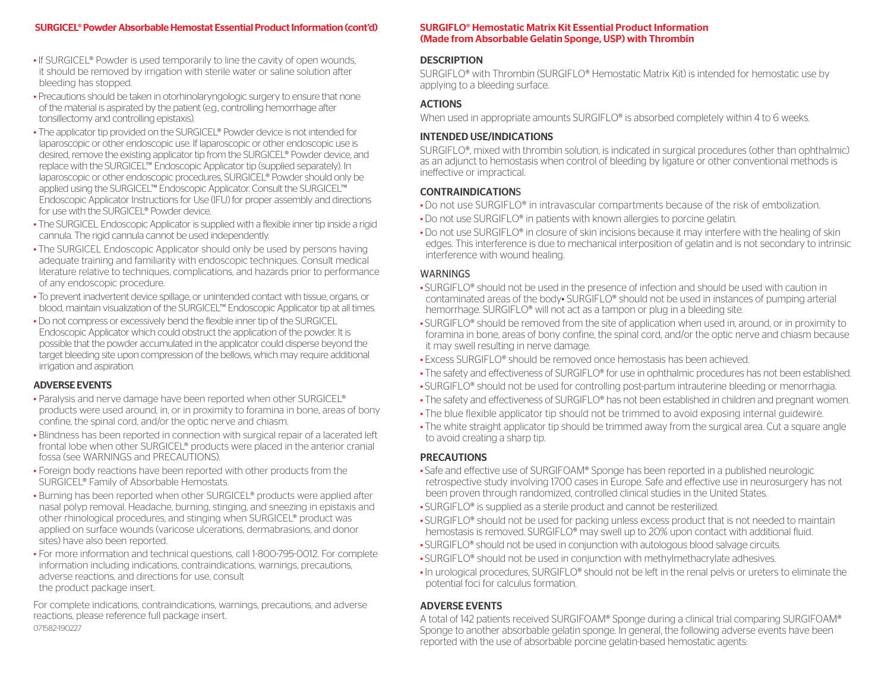## SURGICEL® Powder Absorbable Hemostat Essential Product Information (cont'd)

- If SURGICEL® Powder is used temporarily to line the cavity of open wounds, it should be removed by irrigation with sterile water or saline solution after bleeding has stopped.
- Precautions should be taken in otorhinolaryngologic surgery to ensure that none of the material is aspirated by the patient (e.g., controlling hemorrhage after tonsillectomy and controlling epistaxis).
- The applicator tip provided on the SURGICEL® Powder device is not intended for laparoscopic or other endoscopic use. If laparoscopic or other endoscopic use is desired, remove the existing applicator tip from the SURGICEL® Powder device, and replace with the SURGICEL™ Endoscopic Applicator tip (supplied separately). In laparoscopic or other endoscopic procedures, SURGICEL® Powder should only be applied using the SURGICEL™ Endoscopic Applicator. Consult the SURGICEL™ Endoscopic Applicator Instructions for Use (IFU) for proper assembly and directions for use with the SURGICEL® Powder device.
- The SURGICEL Endoscopic Applicator is supplied with a flexible inner tip inside a rigid cannula. The rigid cannula cannot be used independently.
- The SURGICEL Endoscopic Applicator should only be used by persons having adequate training and familiarity with endoscopic techniques. Consult medical literature relative to techniques, complications, and hazards prior to performance of any endoscopic procedure.
- To prevent inadvertent device spillage, or unintended contact with tissue, organs, or blood, maintain visualization of the SURGICEL™ Endoscopic Applicator tip at all times.
- Do not compress or excessively bend the flexible inner tip of the SURGICEL Endoscopic Applicator which could obstruct the application of the powder. It is possible that the powder accumulated in the applicator could disperse beyond the target bleeding site upon compression of the bellows, which may require additional irrigation and aspiration.

### ADVERSE EVENTS

- Paralysis and nerve damage have been reported when other SURGICEL® products were used around, in, or in proximity to foramina in bone, areas of bony confine, the spinal cord, and/or the optic nerve and chiasm.
- Blindness has been reported in connection with surgical repair of a lacerated left frontal lobe when other SURGICEL® products were placed in the anterior cranial fossa (see WARNINGS and PRECAUTIONS).
- Foreign body reactions have been reported with other products from the SURGICEL® Family of Absorbable Hemostats.
- Burning has been reported when other SURGICEL® products were applied after nasal polyp removal. Headache, burning, stinging, and sneezing in epistaxis and other rhinological procedures, and stinging when SURGICEL® product was applied on surface wounds (varicose ulcerations, dermabrasions, and donor sites) have also been reported.
- For more information and technical questions, call 1-800-795-0012. For complete information including indications, contraindications, warnings, precautions, adverse reactions, and directions for use, consult the product package insert.

For complete indications, contraindications, warnings, precautions, and adverse reactions, please reference full package insert.

071582-190227

## SURGIFLO® Hemostatic Matrix Kit Essential Product Information (Made from Absorbable Gelatin Sponge, USP) with Thrombin

### DESCRIPTION

SURGIFLO® with Thrombin (SURGIFLO® Hemostatic Matrix Kit) is intended for hemostatic use by applying to a bleeding surface.

### ACTIONS

When used in appropriate amounts SURGIFLO® is absorbed completely within 4 to 6 weeks.

### INTENDED USE/INDICATIONS

SURGIFLO®, mixed with thrombin solution, is indicated in surgical procedures (other than ophthalmic) as an adjunct to hemostasis when control of bleeding by ligature or other conventional methods is ineffective or impractical.

### CONTRAINDICATIONS

- Do not use SURGIFLO® in intravascular compartments because of the risk of embolization.
- Do not use SURGIFLO® in patients with known allergies to porcine gelatin.
- Do not use SURGIFLO® in closure of skin incisions because it may interfere with the healing of skin edges. This interference is due to mechanical interposition of gelatin and is not secondary to intrinsic interference with wound healing.

### WARNINGS

- SURGIFLO® should not be used in the presence of infection and should be used with caution in contaminated areas of the body• SURGIFLO® should not be used in instances of pumping arterial hemorrhage. SURGIFLO® will not act as a tampon or plug in a bleeding site.
- SURGIFLO® should be removed from the site of application when used in, around, or in proximity to foramina in bone, areas of bony confine, the spinal cord, and/or the optic nerve and chiasm because it may swell resulting in nerve damage.
- Excess SURGIFLO® should be removed once hemostasis has been achieved.
- The safety and effectiveness of SURGIFLO® for use in ophthalmic procedures has not been established.
- SURGIFLO® should not be used for controlling post-partum intrauterine bleeding or menorrhagia.
- The safety and effectiveness of SURGIFLO® has not been established in children and pregnant women.
- The blue flexible applicator tip should not be trimmed to avoid exposing internal guidewire.
- The white straight applicator tip should be trimmed away from the surgical area. Cut a square angle to avoid creating a sharp tip.

### PRECAUTIONS

- Safe and effective use of SURGIFOAM® Sponge has been reported in a published neurologic retrospective study involving 1700 cases in Europe. Safe and effective use in neurosurgery has not been proven through randomized, controlled clinical studies in the United States.
- SURGIFLO® is supplied as a sterile product and cannot be resterilized.
- SURGIFLO® should not be used for packing unless excess product that is not needed to maintain hemostasis is removed. SURGIFLO® may swell up to 20% upon contact with additional fluid.
- SURGIFLO® should not be used in conjunction with autologous blood salvage circuits.
- SURGIFLO® should not be used in conjunction with methylmethacrylate adhesives.
- In urological procedures, SURGIFLO® should not be left in the renal pelvis or ureters to eliminate the potential foci for calculus formation.

### ADVERSE EVENTS

A total of 142 patients received SURGIFOAM® Sponge during a clinical trial comparing SURGIFOAM® Sponge to another absorbable gelatin sponge. In general, the following adverse events have been reported with the use of absorbable porcine gelatin-based hemostatic agents: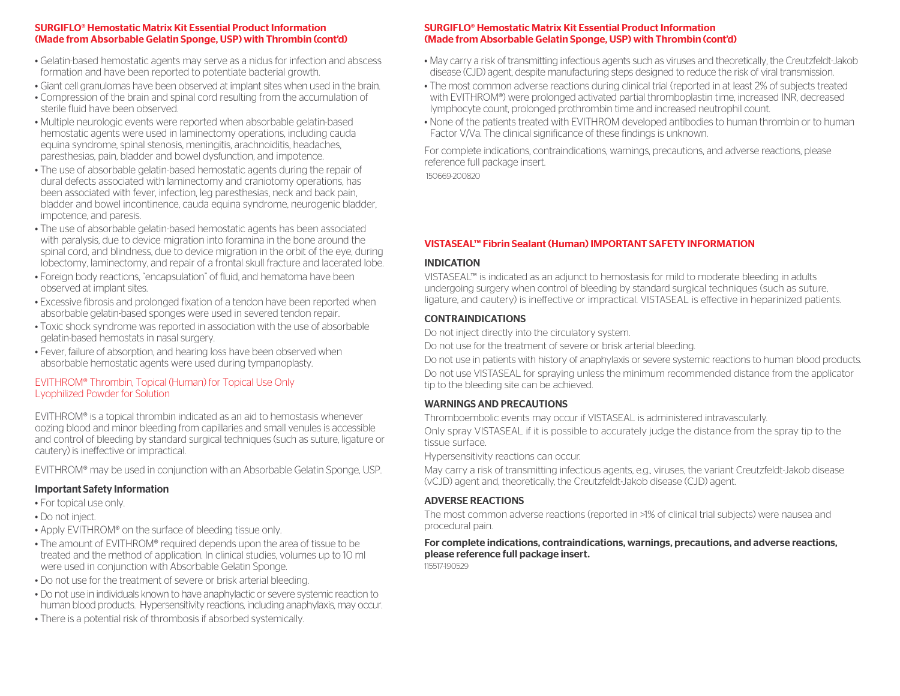## SURGIFLO® Hemostatic Matrix Kit Essential Product Information (Made from Absorbable Gelatin Sponge, USP) with Thrombin (cont'd)

- Gelatin-based hemostatic agents may serve as a nidus for infection and abscess formation and have been reported to potentiate bacterial growth.
- Giant cell granulomas have been observed at implant sites when used in the brain.
- Compression of the brain and spinal cord resulting from the accumulation of sterile fluid have been observed.
- Multiple neurologic events were reported when absorbable gelatin-based hemostatic agents were used in laminectomy operations, including cauda equina syndrome, spinal stenosis, meningitis, arachnoiditis, headaches, paresthesias, pain, bladder and bowel dysfunction, and impotence.
- The use of absorbable gelatin-based hemostatic agents during the repair of dural defects associated with laminectomy and craniotomy operations, has been associated with fever, infection, leg paresthesias, neck and back pain, bladder and bowel incontinence, cauda equina syndrome, neurogenic bladder, impotence, and paresis.
- The use of absorbable gelatin-based hemostatic agents has been associated with paralysis, due to device migration into foramina in the bone around the spinal cord, and blindness, due to device migration in the orbit of the eye, during lobectomy, laminectomy, and repair of a frontal skull fracture and lacerated lobe.
- Foreign body reactions, "encapsulation" of fluid, and hematoma have been observed at implant sites.
- Excessive fibrosis and prolonged fixation of a tendon have been reported when absorbable gelatin-based sponges were used in severed tendon repair.
- Toxic shock syndrome was reported in association with the use of absorbable gelatin-based hemostats in nasal surgery.
- Fever, failure of absorption, and hearing loss have been observed when absorbable hemostatic agents were used during tympanoplasty.

EVITHROM® Thrombin, Topical (Human) for Topical Use Only
Lyophilized Powder for Solution

EVITHROM® is a topical thrombin indicated as an aid to hemostasis whenever oozing blood and minor bleeding from capillaries and small venules is accessible and control of bleeding by standard surgical techniques (such as suture, ligature or cautery) is ineffective or impractical.

EVITHROM® may be used in conjunction with an Absorbable Gelatin Sponge, USP.

### Important Safety Information

- For topical use only.
- Do not inject.
- Apply EVITHROM® on the surface of bleeding tissue only.
- The amount of EVITHROM® required depends upon the area of tissue to be treated and the method of application. In clinical studies, volumes up to 10 ml were used in conjunction with Absorbable Gelatin Sponge.
- Do not use for the treatment of severe or brisk arterial bleeding.
- Do not use in individuals known to have anaphylactic or severe systemic reaction to human blood products. Hypersensitivity reactions, including anaphylaxis, may occur.
- There is a potential risk of thrombosis if absorbed systemically.

## SURGIFLO® Hemostatic Matrix Kit Essential Product Information (Made from Absorbable Gelatin Sponge, USP) with Thrombin (cont'd)

- May carry a risk of transmitting infectious agents such as viruses and theoretically, the Creutzfeldt-Jakob disease (CJD) agent, despite manufacturing steps designed to reduce the risk of viral transmission.
- The most common adverse reactions during clinical trial (reported in at least 2% of subjects treated with EVITHROM®) were prolonged activated partial thromboplastin time, increased INR, decreased lymphocyte count, prolonged prothrombin time and increased neutrophil count.
- None of the patients treated with EVITHROM developed antibodies to human thrombin or to human Factor V/Va. The clinical significance of these findings is unknown.

For complete indications, contraindications, warnings, precautions, and adverse reactions, please reference full package insert.

150669-200820

## VISTASEAL™ Fibrin Sealant (Human) IMPORTANT SAFETY INFORMATION

### INDICATION

VISTASEAL™ is indicated as an adjunct to hemostasis for mild to moderate bleeding in adults undergoing surgery when control of bleeding by standard surgical techniques (such as suture, ligature, and cautery) is ineffective or impractical. VISTASEAL is effective in heparinized patients.

### CONTRAINDICATIONS

Do not inject directly into the circulatory system.

Do not use for the treatment of severe or brisk arterial bleeding.

Do not use in patients with history of anaphylaxis or severe systemic reactions to human blood products.

Do not use VISTASEAL for spraying unless the minimum recommended distance from the applicator tip to the bleeding site can be achieved.

### WARNINGS AND PRECAUTIONS

Thromboembolic events may occur if VISTASEAL is administered intravascularly.

Only spray VISTASEAL if it is possible to accurately judge the distance from the spray tip to the tissue surface.

Hypersensitivity reactions can occur.

May carry a risk of transmitting infectious agents, e.g., viruses, the variant Creutzfeldt-Jakob disease (vCJD) agent and, theoretically, the Creutzfeldt-Jakob disease (CJD) agent.

### ADVERSE REACTIONS

The most common adverse reactions (reported in >1% of clinical trial subjects) were nausea and procedural pain.

**For complete indications, contraindications, warnings, precautions, and adverse reactions, please reference full package insert.**

115517-190529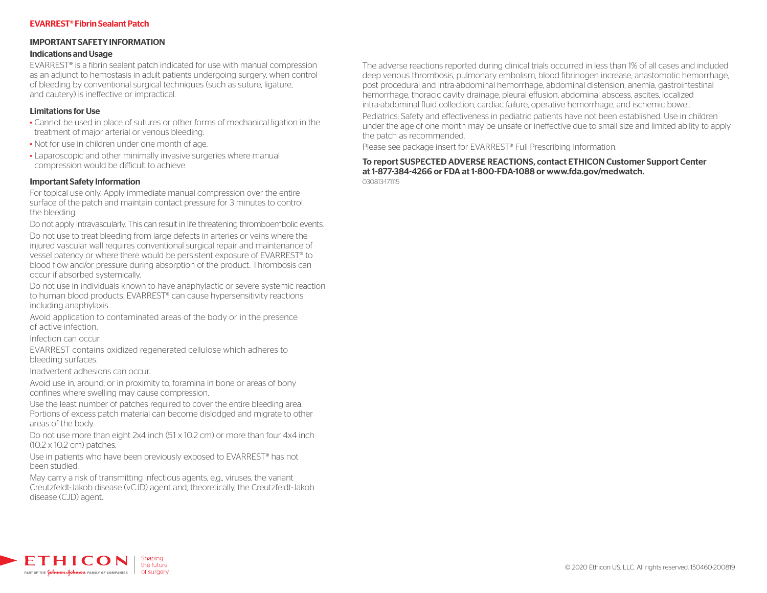**EVARREST® Fibrin Sealant Patch**

## IMPORTANT SAFETY INFORMATION

### Indications and Usage

EVARREST® is a fibrin sealant patch indicated for use with manual compression as an adjunct to hemostasis in adult patients undergoing surgery, when control of bleeding by conventional surgical techniques (such as suture, ligature, and cautery) is ineffective or impractical.

### Limitations for Use

- Cannot be used in place of sutures or other forms of mechanical ligation in the treatment of major arterial or venous bleeding.
- Not for use in children under one month of age.
- Laparoscopic and other minimally invasive surgeries where manual compression would be difficult to achieve.

### Important Safety Information

For topical use only. Apply immediate manual compression over the entire surface of the patch and maintain contact pressure for 3 minutes to control the bleeding.

Do not apply intravascularly. This can result in life threatening thromboembolic events.

Do not use to treat bleeding from large defects in arteries or veins where the injured vascular wall requires conventional surgical repair and maintenance of vessel patency or where there would be persistent exposure of EVARREST® to blood flow and/or pressure during absorption of the product. Thrombosis can occur if absorbed systemically.

Do not use in individuals known to have anaphylactic or severe systemic reaction to human blood products. EVARREST® can cause hypersensitivity reactions including anaphylaxis.

Avoid application to contaminated areas of the body or in the presence of active infection.

Infection can occur.

EVARREST contains oxidized regenerated cellulose which adheres to bleeding surfaces.

Inadvertent adhesions can occur.

Avoid use in, around, or in proximity to, foramina in bone or areas of bony confines where swelling may cause compression.

Use the least number of patches required to cover the entire bleeding area. Portions of excess patch material can become dislodged and migrate to other areas of the body.

Do not use more than eight 2x4 inch (5.1 x 10.2 cm) or more than four 4x4 inch (10.2 x 10.2 cm) patches.

Use in patients who have been previously exposed to EVARREST® has not been studied.

May carry a risk of transmitting infectious agents, e.g., viruses, the variant Creutzfeldt-Jakob disease (vCJD) agent and, theoretically, the Creutzfeldt-Jakob disease (CJD) agent.

The adverse reactions reported during clinical trials occurred in less than 1% of all cases and included deep venous thrombosis, pulmonary embolism, blood fibrinogen increase, anastomotic hemorrhage, post procedural and intra-abdominal hemorrhage, abdominal distension, anemia, gastrointestinal hemorrhage, thoracic cavity drainage, pleural effusion, abdominal abscess, ascites, localized intra-abdominal fluid collection, cardiac failure, operative hemorrhage, and ischemic bowel.

Pediatrics: Safety and effectiveness in pediatric patients have not been established. Use in children under the age of one month may be unsafe or ineffective due to small size and limited ability to apply the patch as recommended.

Please see package insert for EVARREST® Full Prescribing Information.

**To report SUSPECTED ADVERSE REACTIONS, contact ETHICON Customer Support Center at 1-877-384-4266 or FDA at 1-800-FDA-1088 or www.fda.gov/medwatch.**

030813-171115

ETHICON PART OF THE Johnson&Johnson FAMILY OF COMPANIES | Shaping the future of surgery

© 2020 Ethicon US, LLC. All rights reserved. 150460-200819